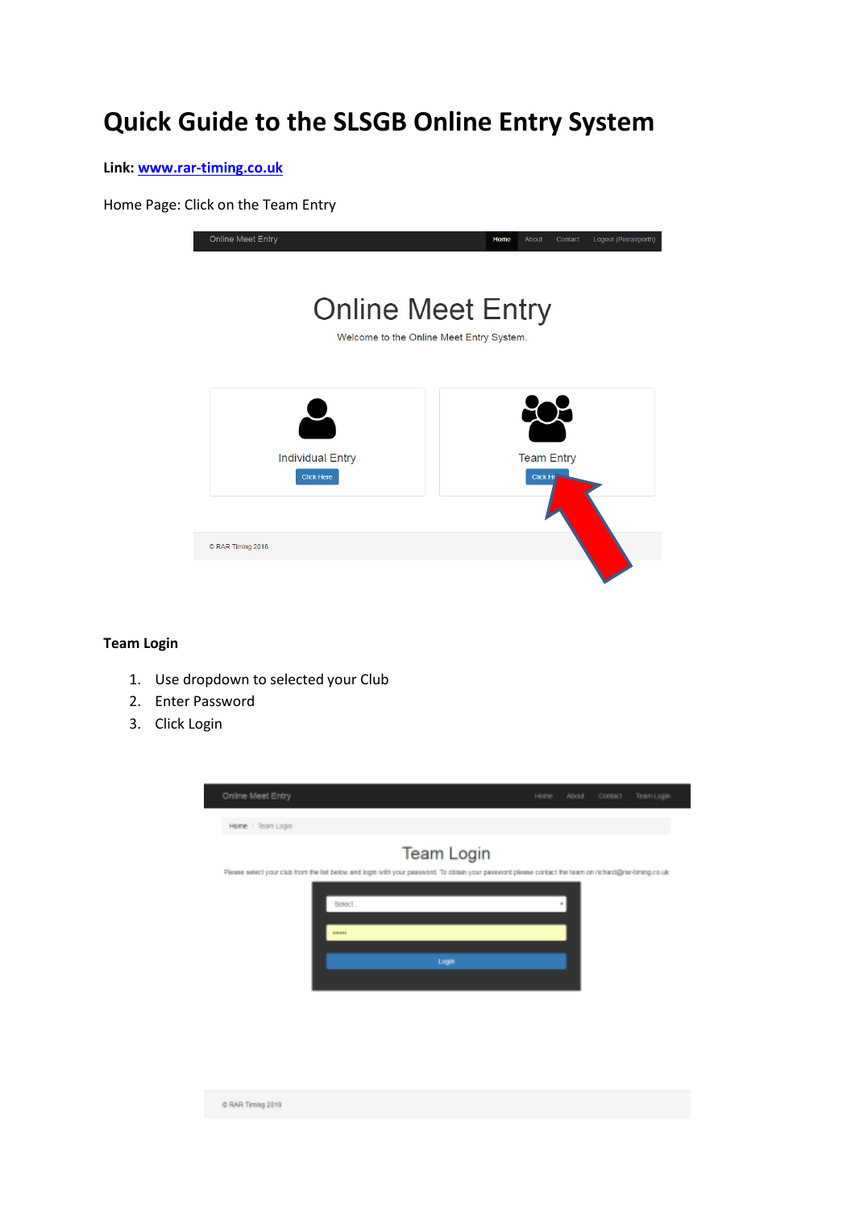# Quick Guide to the SLSGB Online Entry System

**Link:** [www.rar-timing.co.uk](http://www.rar-timing.co.uk)

Home Page: Click on the Team Entry

**Team Login**

1. Use dropdown to selected your Club
2. Enter Password
3. Click Login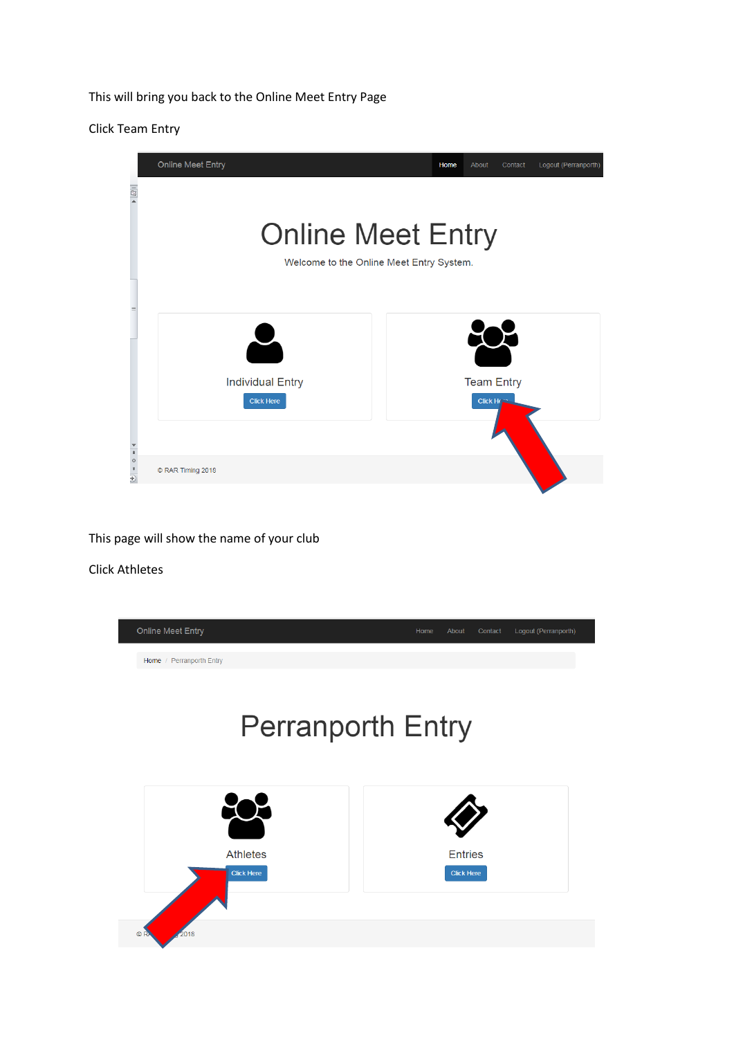This will bring you back to the Online Meet Entry Page

Click Team Entry

Online Meet Entry | Home | About | Contact | Logout (Perranporth)

# Online Meet Entry

Welcome to the Online Meet Entry System.

Individual Entry
Click Here

Team Entry
Click Here

© RAR Timing 2018

This page will show the name of your club

Click Athletes

Online Meet Entry | Home | About | Contact | Logout (Perranporth)

Home / Perranporth Entry

# Perranporth Entry

Athletes
Click Here

Entries
Click Here

© RAR Timing 2018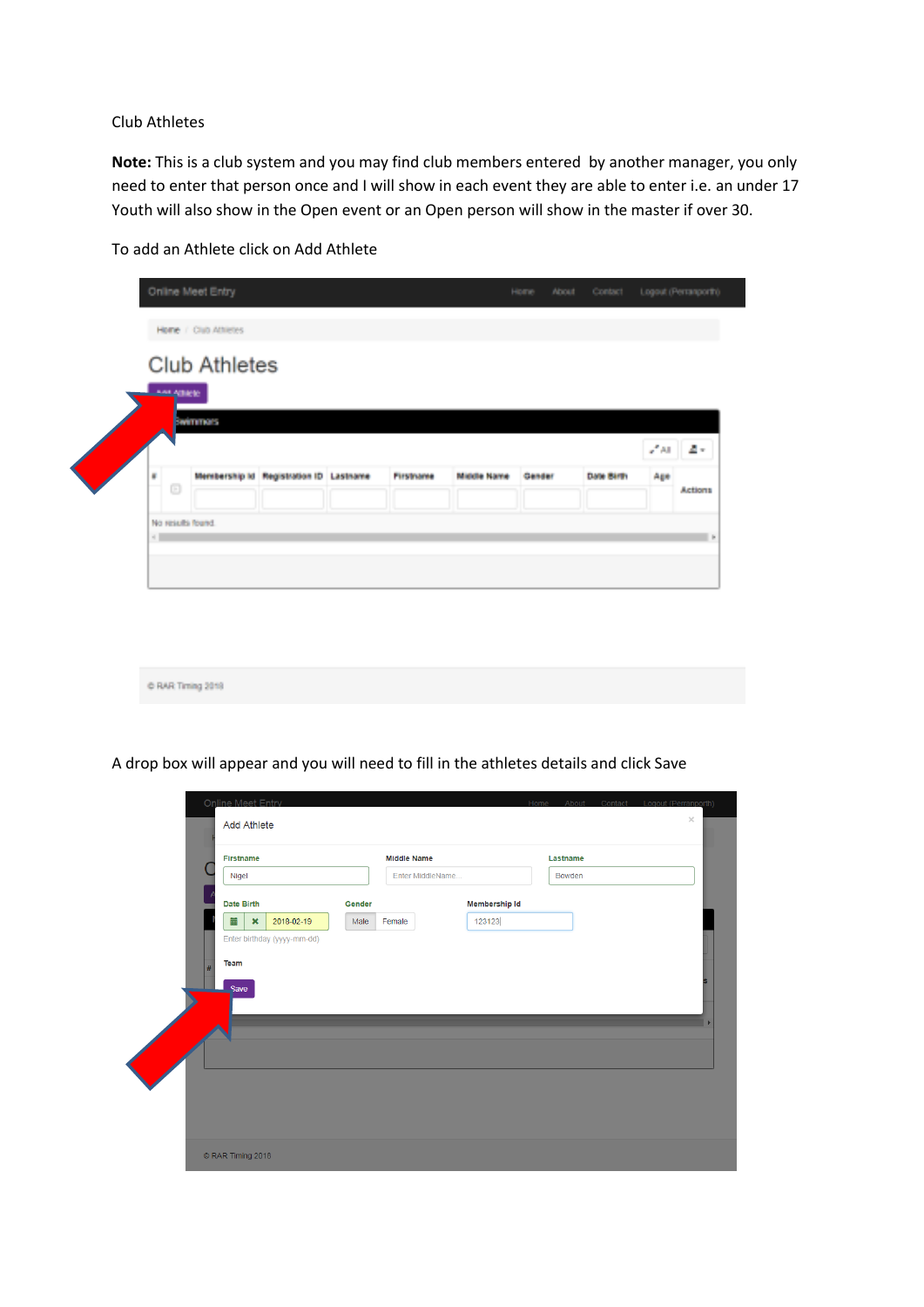Club Athletes

**Note:** This is a club system and you may find club members entered  by another manager, you only need to enter that person once and I will show in each event they are able to enter i.e. an under 17 Youth will also show in the Open event or an Open person will show in the master if over 30.

To add an Athlete click on Add Athlete

A drop box will appear and you will need to fill in the athletes details and click Save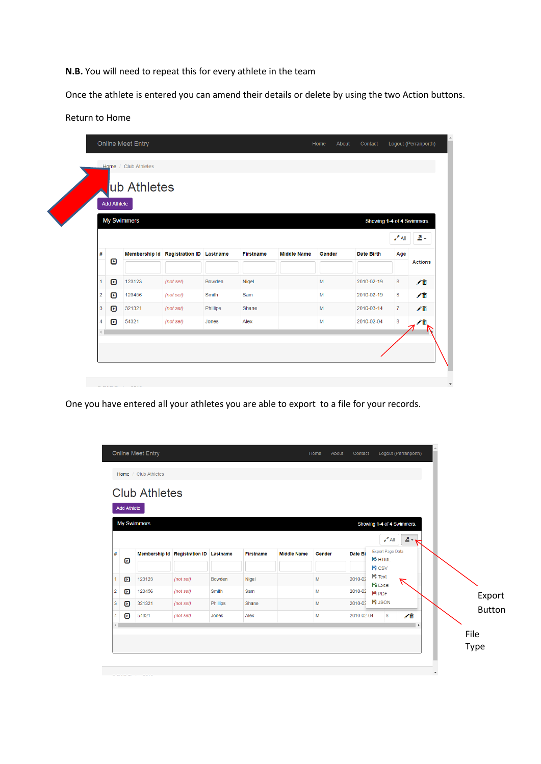**N.B.** You will need to repeat this for every athlete in the team

Once the athlete is entered you can amend their details or delete by using the two Action buttons.

Return to Home

| # | Membership Id | Registration ID | Lastname | Firstname | Middle Name | Gender | Date Birth | Age | Actions |
|---|---|---|---|---|---|---|---|---|---|
| 1 | 123123 | (not set) | Bowden | Nigel | | M | 2010-02-19 | 8 | |
| 2 | 123456 | (not set) | Smith | Sam | | M | 2010-02-19 | 8 | |
| 3 | 321321 | (not set) | Phillips | Shane | | M | 2010-03-14 | 7 | |
| 4 | 54321 | (not set) | Jones | Alex | | M | 2010-02-04 | 8 | |

One you have entered all your athletes you are able to export to a file for your records.

Export Button

File Type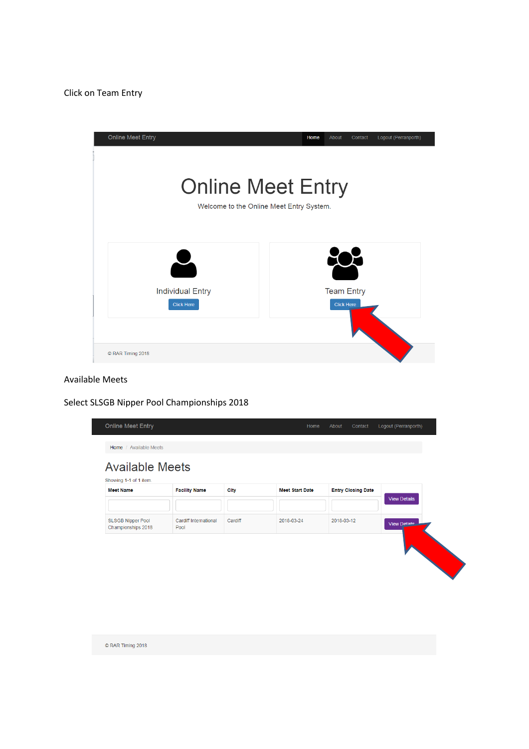Click on Team Entry

Online Meet Entry | Home | About | Contact | Logout (Perranporth)

# Online Meet Entry

Welcome to the Online Meet Entry System.

Individual Entry

Click Here

Team Entry

Click Here

© RAR Timing 2018

Available Meets

Select SLSGB Nipper Pool Championships 2018

Online Meet Entry | Home | About | Contact | Logout (Perranporth)

Home / Available Meets

## Available Meets

Showing **1-1** of **1** item.

| Meet Name | Facility Name | City | Meet Start Date | Entry Closing Date | |
|---|---|---|---|---|---|
| | | | | | View Details |
| SLSGB Nipper Pool Championships 2018 | Cardiff International Pool | Cardiff | 2018-03-24 | 2018-03-12 | View Details |

© RAR Timing 2018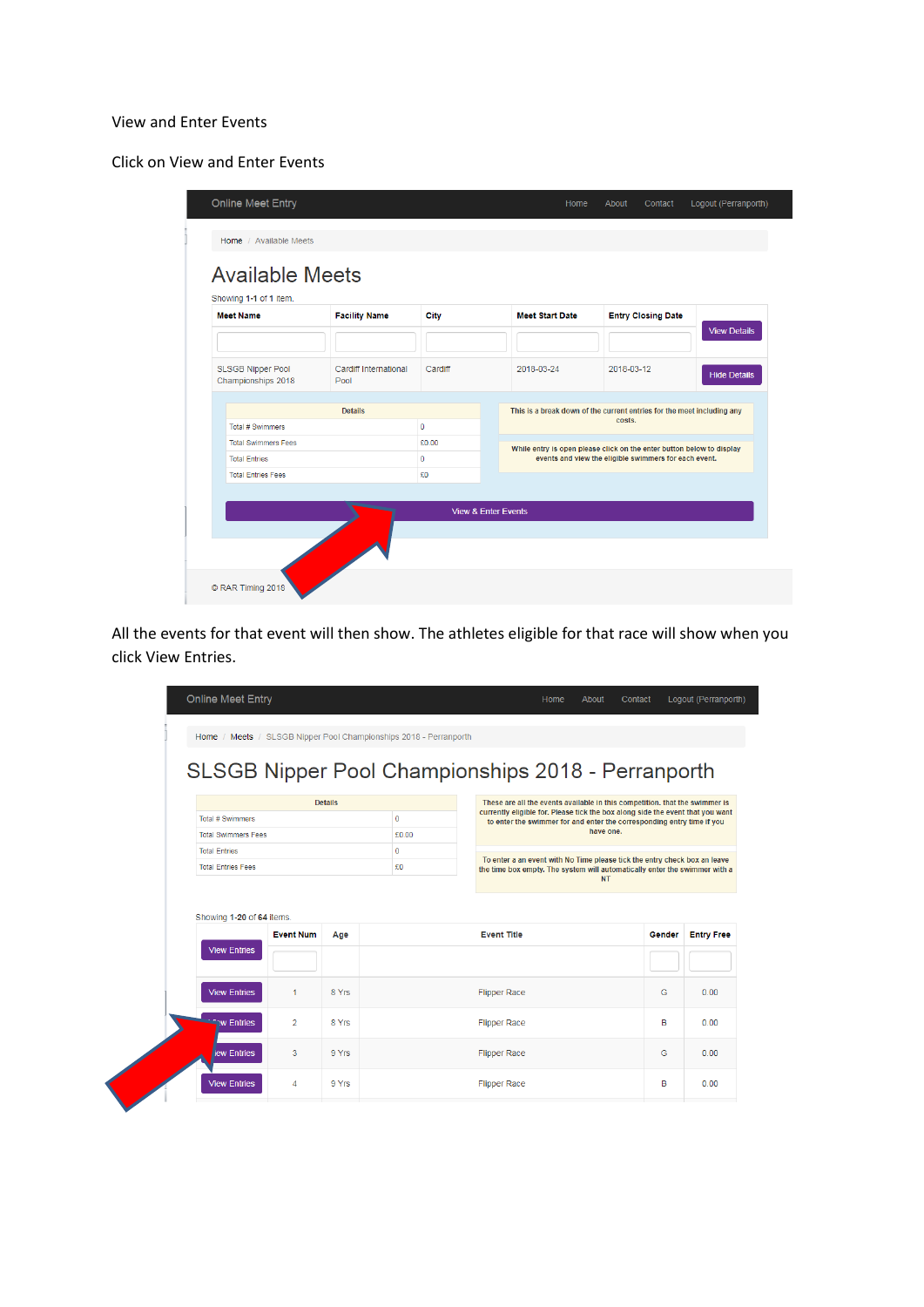View and Enter Events

Click on View and Enter Events

All the events for that event will then show. The athletes eligible for that race will show when you click View Entries.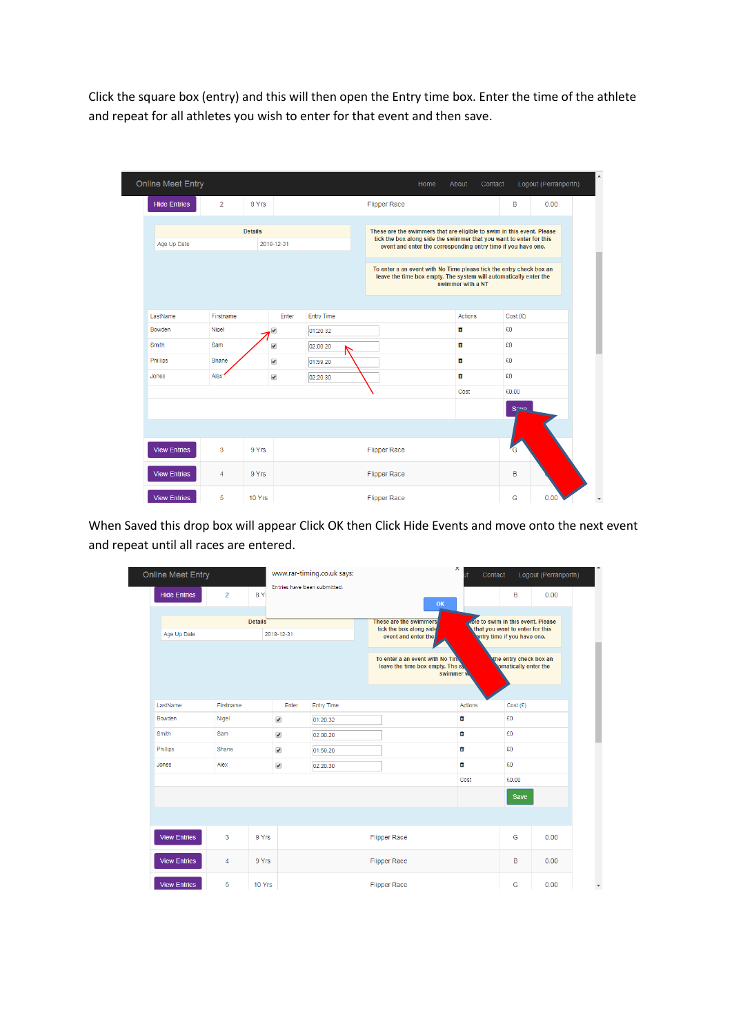Click the square box (entry) and this will then open the Entry time box. Enter the time of the athlete and repeat for all athletes you wish to enter for that event and then save.

When Saved this drop box will appear Click OK then Click Hide Events and move onto the next event and repeat until all races are entered.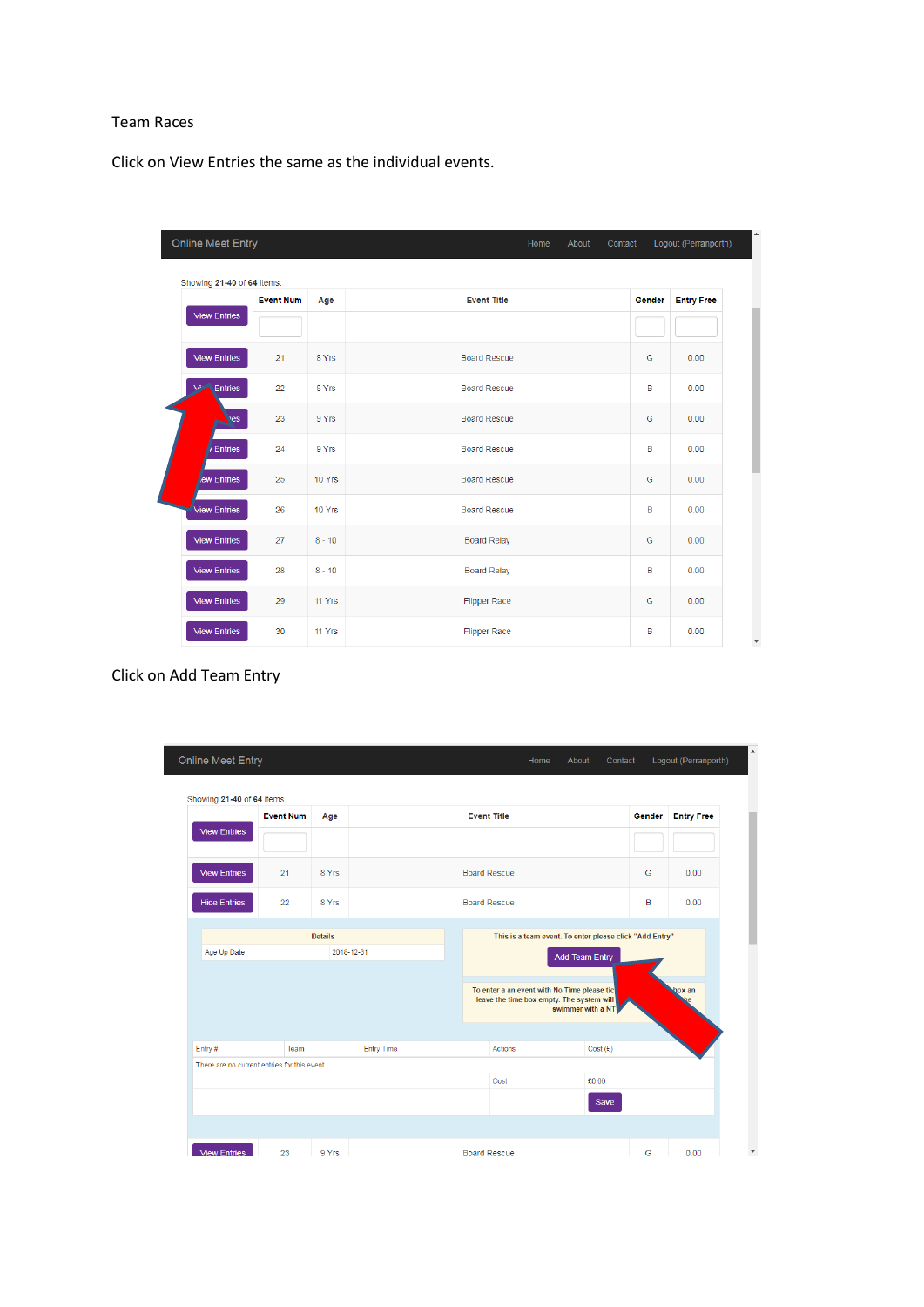Team Races

Click on View Entries the same as the individual events.

Click on Add Team Entry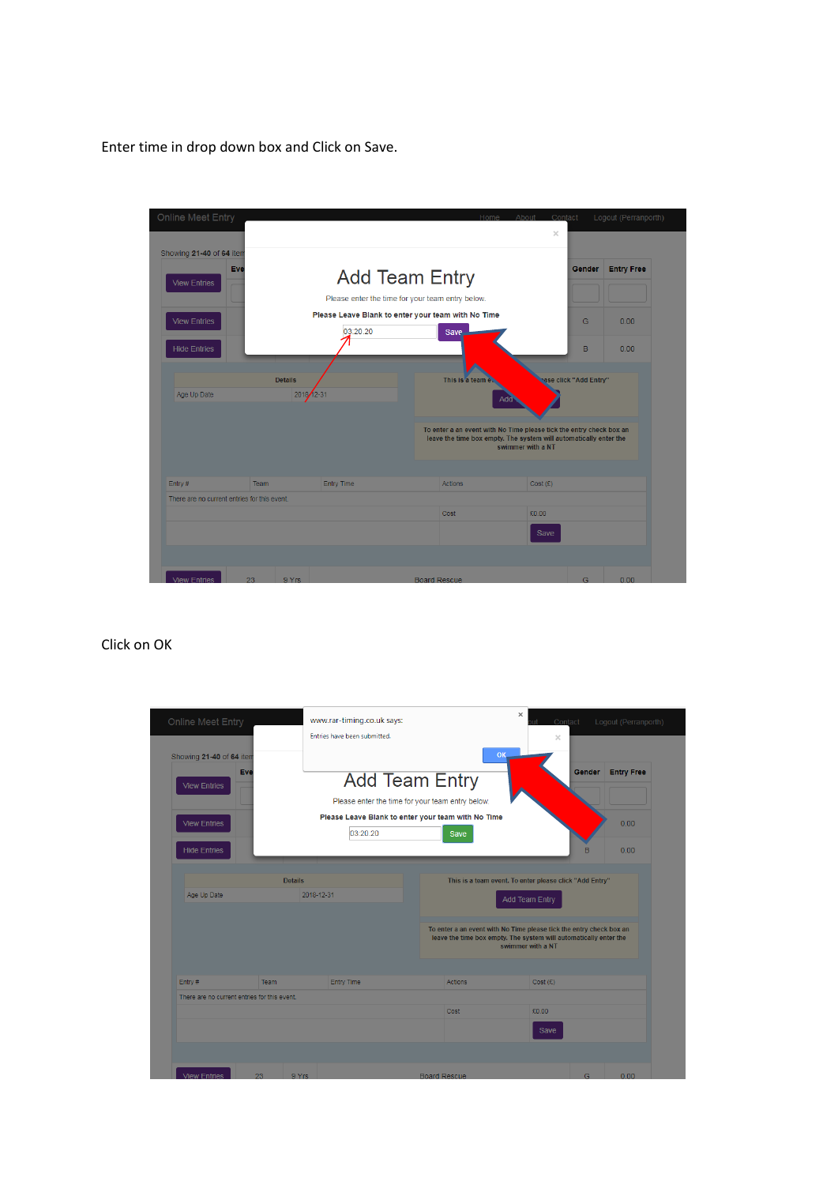Enter time in drop down box and Click on Save.

Click on OK